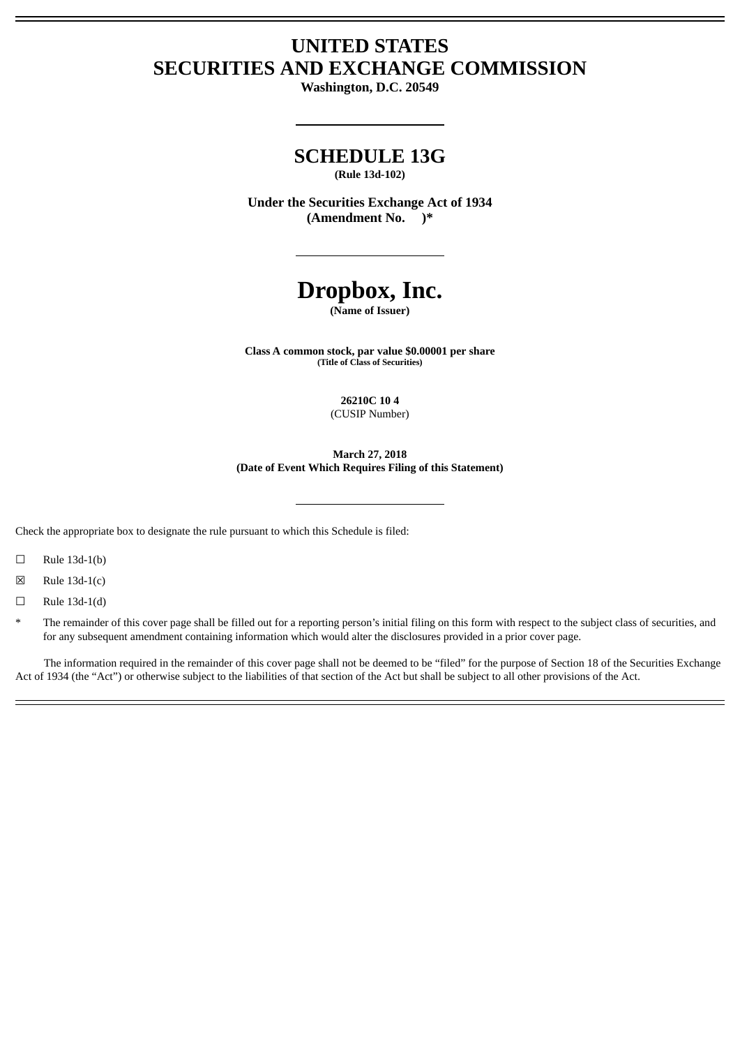# UNITED STATES
# SECURITIES AND EXCHANGE COMMISSION

**Washington, D.C. 20549**

## SCHEDULE 13G

**(Rule 13d-102)**

**Under the Securities Exchange Act of 1934**
**(Amendment No. )***

# Dropbox, Inc.

**(Name of Issuer)**

**Class A common stock, par value $0.00001 per share**
**(Title of Class of Securities)**

**26210C 10 4**
(CUSIP Number)

**March 27, 2018**
**(Date of Event Which Requires Filing of this Statement)**

Check the appropriate box to designate the rule pursuant to which this Schedule is filed:

☐ Rule 13d-1(b)

☒ Rule 13d-1(c)

☐ Rule 13d-1(d)

\* The remainder of this cover page shall be filled out for a reporting person's initial filing on this form with respect to the subject class of securities, and for any subsequent amendment containing information which would alter the disclosures provided in a prior cover page.

The information required in the remainder of this cover page shall not be deemed to be "filed" for the purpose of Section 18 of the Securities Exchange Act of 1934 (the "Act") or otherwise subject to the liabilities of that section of the Act but shall be subject to all other provisions of the Act.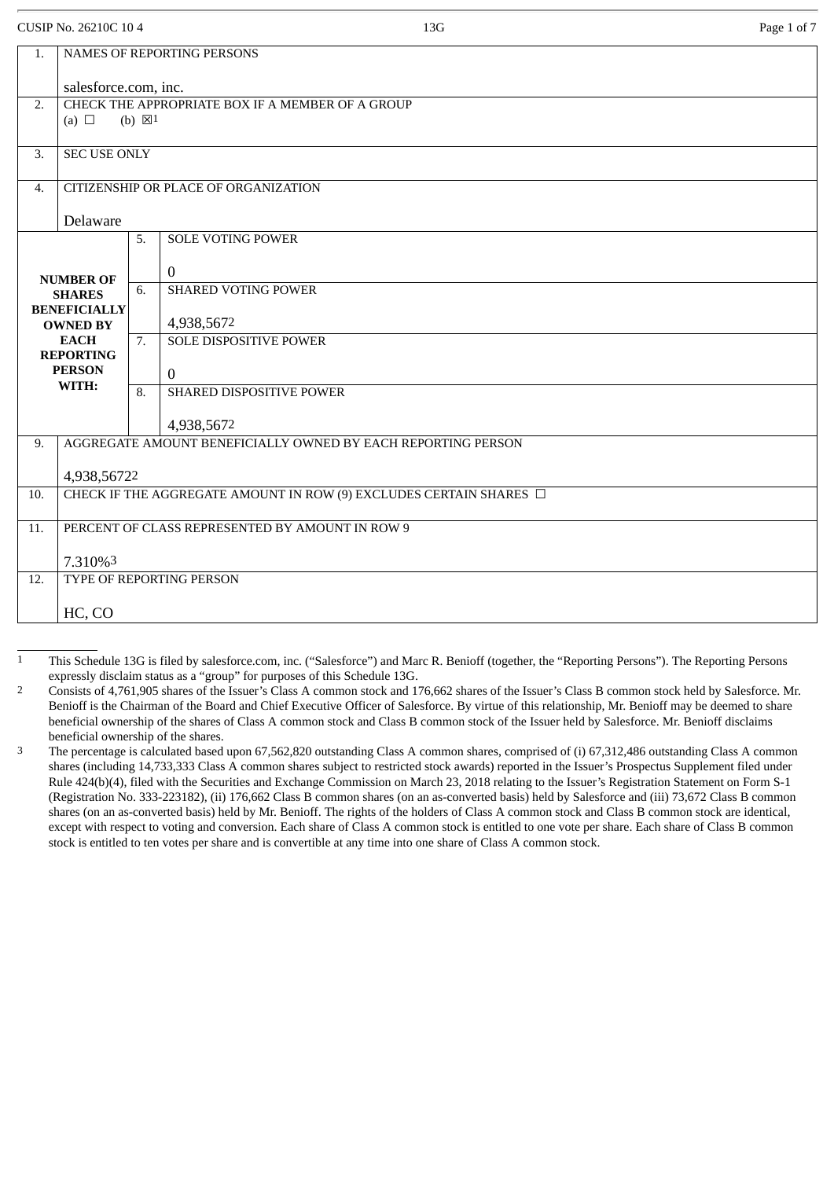CUSIP No. 26210C 10 4

13G

| | | | |
|---|---|---|---|
| 1. | NAMES OF REPORTING PERSONS<br><br>salesforce.com, inc. | | |
| 2. | CHECK THE APPROPRIATE BOX IF A MEMBER OF A GROUP<br>(a) ☐ (b) ☒[1] | | |
| 3. | SEC USE ONLY | | |
| 4. | CITIZENSHIP OR PLACE OF ORGANIZATION<br><br>Delaware | | |
| NUMBER OF SHARES BENEFICIALLY OWNED BY EACH REPORTING PERSON WITH: | | 5. | SOLE VOTING POWER<br><br>0 |
| | | 6. | SHARED VOTING POWER<br><br>4,938,567[2] |
| | | 7. | SOLE DISPOSITIVE POWER<br><br>0 |
| | | 8. | SHARED DISPOSITIVE POWER<br><br>4,938,567[2] |
| 9. | AGGREGATE AMOUNT BENEFICIALLY OWNED BY EACH REPORTING PERSON<br><br>4,938,56722 | | |
| 10. | CHECK IF THE AGGREGATE AMOUNT IN ROW (9) EXCLUDES CERTAIN SHARES ☐ | | |
| 11. | PERCENT OF CLASS REPRESENTED BY AMOUNT IN ROW 9<br><br>7.310%[3] | | |
| 12. | TYPE OF REPORTING PERSON<br><br>HC, CO | | |

[1] This Schedule 13G is filed by salesforce.com, inc. ("Salesforce") and Marc R. Benioff (together, the "Reporting Persons"). The Reporting Persons expressly disclaim status as a "group" for purposes of this Schedule 13G.

[2] Consists of 4,761,905 shares of the Issuer's Class A common stock and 176,662 shares of the Issuer's Class B common stock held by Salesforce. Mr. Benioff is the Chairman of the Board and Chief Executive Officer of Salesforce. By virtue of this relationship, Mr. Benioff may be deemed to share beneficial ownership of the shares of Class A common stock and Class B common stock of the Issuer held by Salesforce. Mr. Benioff disclaims beneficial ownership of the shares.

[3] The percentage is calculated based upon 67,562,820 outstanding Class A common shares, comprised of (i) 67,312,486 outstanding Class A common shares (including 14,733,333 Class A common shares subject to restricted stock awards) reported in the Issuer's Prospectus Supplement filed under Rule 424(b)(4), filed with the Securities and Exchange Commission on March 23, 2018 relating to the Issuer's Registration Statement on Form S-1 (Registration No. 333-223182), (ii) 176,662 Class B common shares (on an as-converted basis) held by Salesforce and (iii) 73,672 Class B common shares (on an as-converted basis) held by Mr. Benioff. The rights of the holders of Class A common stock and Class B common stock are identical, except with respect to voting and conversion. Each share of Class A common stock is entitled to one vote per share. Each share of Class B common stock is entitled to ten votes per share and is convertible at any time into one share of Class A common stock.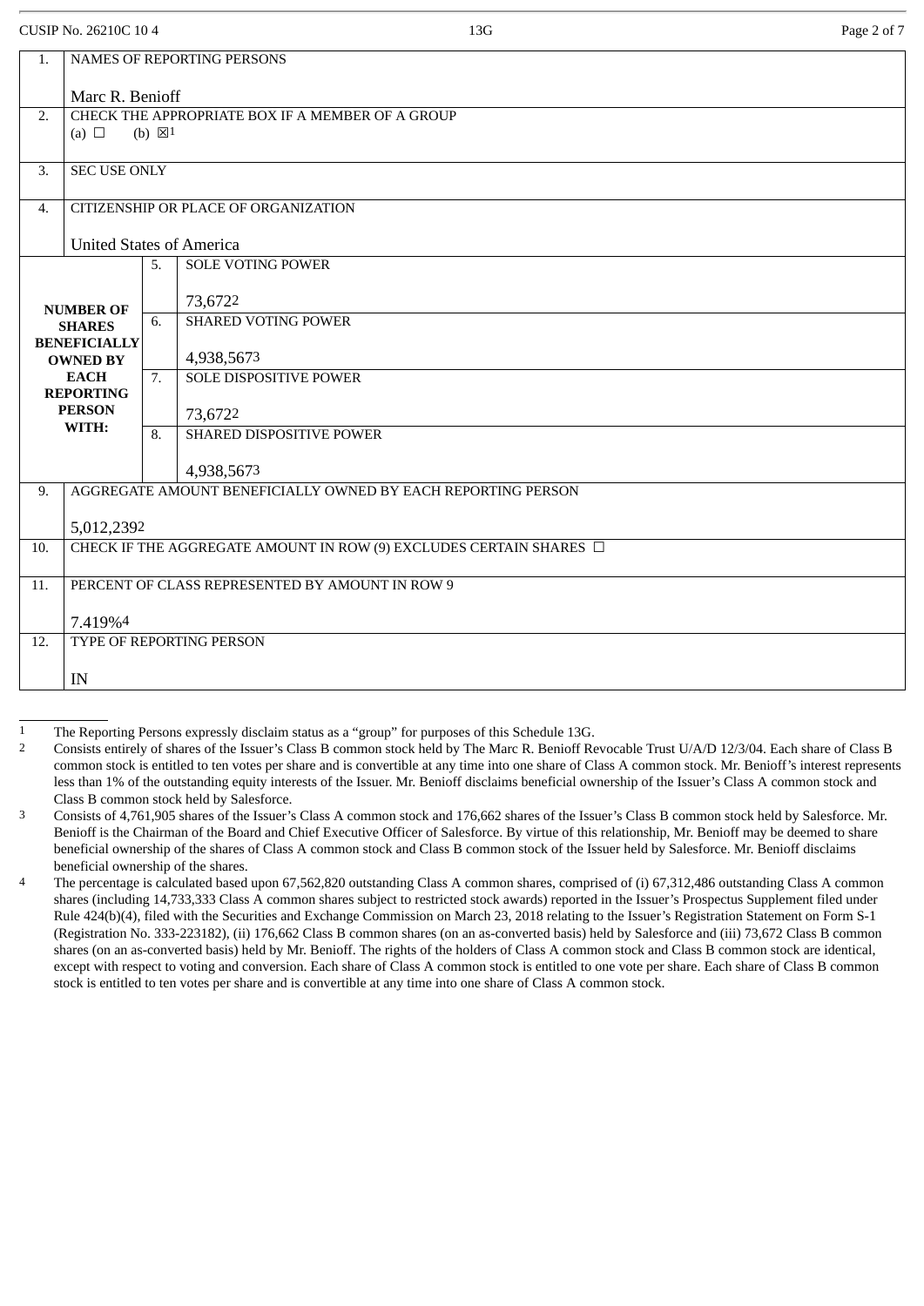CUSIP No. 26210C 10 4 | 13G

| | | | |
|---|---|---|---|
| 1. | NAMES OF REPORTING PERSONS<br><br>Marc R. Benioff | | |
| 2. | CHECK THE APPROPRIATE BOX IF A MEMBER OF A GROUP<br>(a) ☐ (b) ☒[1] | | |
| 3. | SEC USE ONLY | | |
| 4. | CITIZENSHIP OR PLACE OF ORGANIZATION<br><br>United States of America | | |
| NUMBER OF SHARES BENEFICIALLY OWNED BY EACH REPORTING PERSON WITH: | | 5. | SOLE VOTING POWER<br><br>73,672[2] |
| | | 6. | SHARED VOTING POWER<br><br>4,938,567[3] |
| | | 7. | SOLE DISPOSITIVE POWER<br><br>73,672[2] |
| | | 8. | SHARED DISPOSITIVE POWER<br><br>4,938,567[3] |
| 9. | AGGREGATE AMOUNT BENEFICIALLY OWNED BY EACH REPORTING PERSON<br><br>5,012,239[2] | | |
| 10. | CHECK IF THE AGGREGATE AMOUNT IN ROW (9) EXCLUDES CERTAIN SHARES ☐ | | |
| 11. | PERCENT OF CLASS REPRESENTED BY AMOUNT IN ROW 9<br><br>7.419%[4] | | |
| 12. | TYPE OF REPORTING PERSON<br><br>IN | | |

[1] The Reporting Persons expressly disclaim status as a "group" for purposes of this Schedule 13G.

[2] Consists entirely of shares of the Issuer's Class B common stock held by The Marc R. Benioff Revocable Trust U/A/D 12/3/04. Each share of Class B common stock is entitled to ten votes per share and is convertible at any time into one share of Class A common stock. Mr. Benioff's interest represents less than 1% of the outstanding equity interests of the Issuer. Mr. Benioff disclaims beneficial ownership of the Issuer's Class A common stock and Class B common stock held by Salesforce.

[3] Consists of 4,761,905 shares of the Issuer's Class A common stock and 176,662 shares of the Issuer's Class B common stock held by Salesforce. Mr. Benioff is the Chairman of the Board and Chief Executive Officer of Salesforce. By virtue of this relationship, Mr. Benioff may be deemed to share beneficial ownership of the shares of Class A common stock and Class B common stock of the Issuer held by Salesforce. Mr. Benioff disclaims beneficial ownership of the shares.

[4] The percentage is calculated based upon 67,562,820 outstanding Class A common shares, comprised of (i) 67,312,486 outstanding Class A common shares (including 14,733,333 Class A common shares subject to restricted stock awards) reported in the Issuer's Prospectus Supplement filed under Rule 424(b)(4), filed with the Securities and Exchange Commission on March 23, 2018 relating to the Issuer's Registration Statement on Form S-1 (Registration No. 333-223182), (ii) 176,662 Class B common shares (on an as-converted basis) held by Salesforce and (iii) 73,672 Class B common shares (on an as-converted basis) held by Mr. Benioff. The rights of the holders of Class A common stock and Class B common stock are identical, except with respect to voting and conversion. Each share of Class A common stock is entitled to one vote per share. Each share of Class B common stock is entitled to ten votes per share and is convertible at any time into one share of Class A common stock.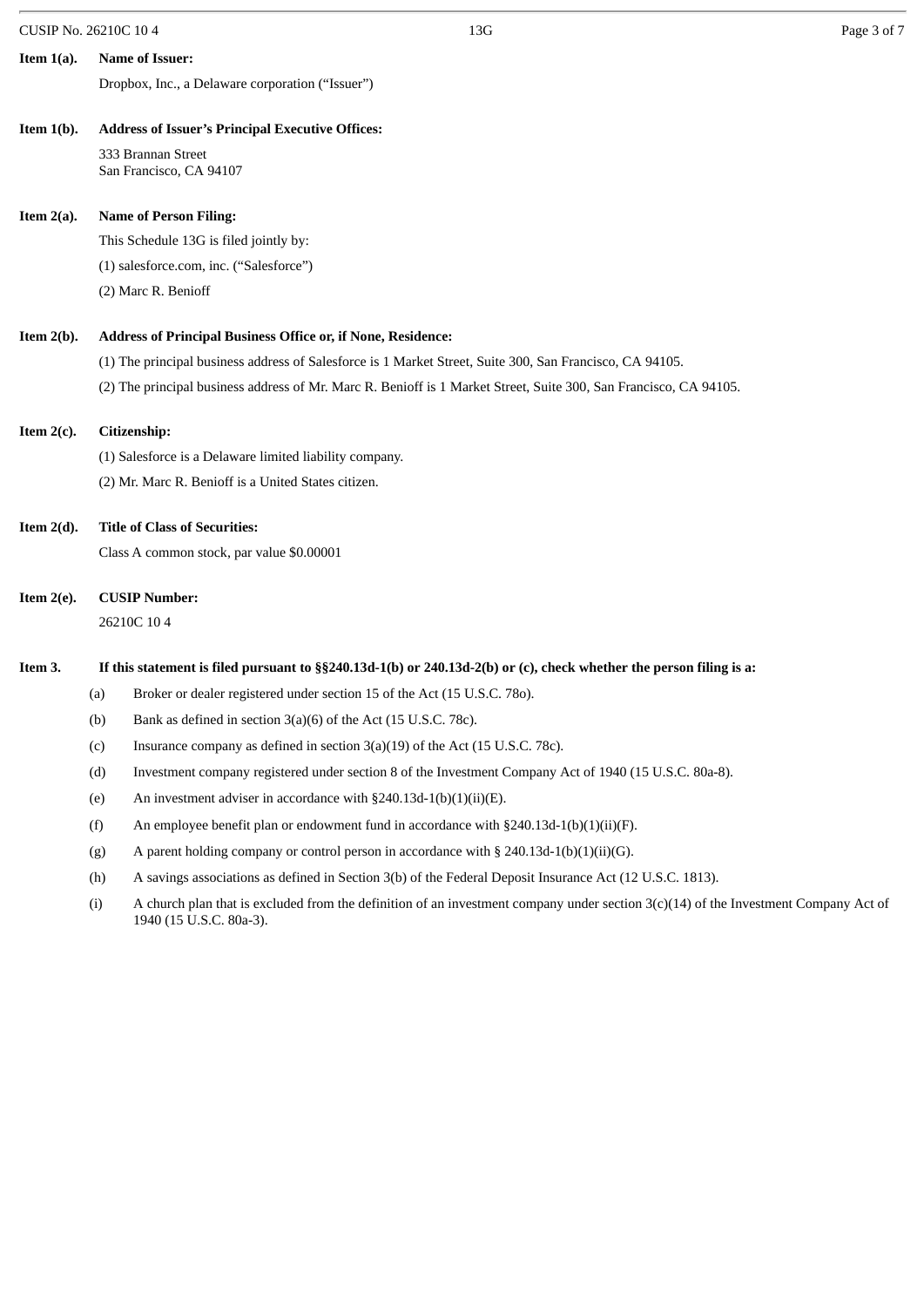**Item 1(a). Name of Issuer:**

Dropbox, Inc., a Delaware corporation ("Issuer")

**Item 1(b). Address of Issuer's Principal Executive Offices:**

333 Brannan Street
San Francisco, CA 94107

**Item 2(a). Name of Person Filing:**

This Schedule 13G is filed jointly by:

(1) salesforce.com, inc. ("Salesforce")

(2) Marc R. Benioff

**Item 2(b). Address of Principal Business Office or, if None, Residence:**

(1) The principal business address of Salesforce is 1 Market Street, Suite 300, San Francisco, CA 94105.

(2) The principal business address of Mr. Marc R. Benioff is 1 Market Street, Suite 300, San Francisco, CA 94105.

**Item 2(c). Citizenship:**

(1) Salesforce is a Delaware limited liability company.

(2) Mr. Marc R. Benioff is a United States citizen.

**Item 2(d). Title of Class of Securities:**

Class A common stock, par value $0.00001

**Item 2(e). CUSIP Number:**

26210C 10 4

**Item 3. If this statement is filed pursuant to §§240.13d-1(b) or 240.13d-2(b) or (c), check whether the person filing is a:**

(a) Broker or dealer registered under section 15 of the Act (15 U.S.C. 78o).

(b) Bank as defined in section 3(a)(6) of the Act (15 U.S.C. 78c).

(c) Insurance company as defined in section 3(a)(19) of the Act (15 U.S.C. 78c).

(d) Investment company registered under section 8 of the Investment Company Act of 1940 (15 U.S.C. 80a-8).

(e) An investment adviser in accordance with §240.13d-1(b)(1)(ii)(E).

(f) An employee benefit plan or endowment fund in accordance with §240.13d-1(b)(1)(ii)(F).

(g) A parent holding company or control person in accordance with § 240.13d-1(b)(1)(ii)(G).

(h) A savings associations as defined in Section 3(b) of the Federal Deposit Insurance Act (12 U.S.C. 1813).

(i) A church plan that is excluded from the definition of an investment company under section 3(c)(14) of the Investment Company Act of 1940 (15 U.S.C. 80a-3).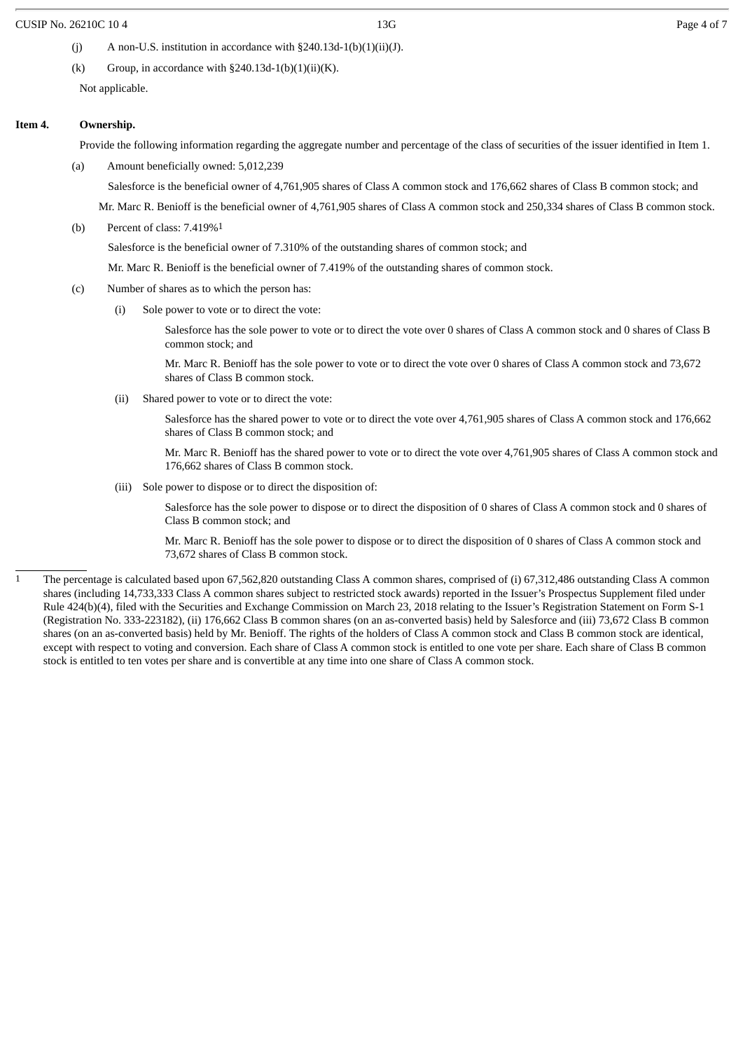(j) A non-U.S. institution in accordance with §240.13d-1(b)(1)(ii)(J).

(k) Group, in accordance with §240.13d-1(b)(1)(ii)(K).

Not applicable.

**Item 4. Ownership.**

Provide the following information regarding the aggregate number and percentage of the class of securities of the issuer identified in Item 1.

(a) Amount beneficially owned: 5,012,239

Salesforce is the beneficial owner of 4,761,905 shares of Class A common stock and 176,662 shares of Class B common stock; and

Mr. Marc R. Benioff is the beneficial owner of 4,761,905 shares of Class A common stock and 250,334 shares of Class B common stock.

(b) Percent of class: 7.419%[1]

Salesforce is the beneficial owner of 7.310% of the outstanding shares of common stock; and

Mr. Marc R. Benioff is the beneficial owner of 7.419% of the outstanding shares of common stock.

(c) Number of shares as to which the person has:

(i) Sole power to vote or to direct the vote:

Salesforce has the sole power to vote or to direct the vote over 0 shares of Class A common stock and 0 shares of Class B common stock; and

Mr. Marc R. Benioff has the sole power to vote or to direct the vote over 0 shares of Class A common stock and 73,672 shares of Class B common stock.

(ii) Shared power to vote or to direct the vote:

Salesforce has the shared power to vote or to direct the vote over 4,761,905 shares of Class A common stock and 176,662 shares of Class B common stock; and

Mr. Marc R. Benioff has the shared power to vote or to direct the vote over 4,761,905 shares of Class A common stock and 176,662 shares of Class B common stock.

(iii) Sole power to dispose or to direct the disposition of:

Salesforce has the sole power to dispose or to direct the disposition of 0 shares of Class A common stock and 0 shares of Class B common stock; and

Mr. Marc R. Benioff has the sole power to dispose or to direct the disposition of 0 shares of Class A common stock and 73,672 shares of Class B common stock.

---

[1] The percentage is calculated based upon 67,562,820 outstanding Class A common shares, comprised of (i) 67,312,486 outstanding Class A common shares (including 14,733,333 Class A common shares subject to restricted stock awards) reported in the Issuer's Prospectus Supplement filed under Rule 424(b)(4), filed with the Securities and Exchange Commission on March 23, 2018 relating to the Issuer's Registration Statement on Form S-1 (Registration No. 333-223182), (ii) 176,662 Class B common shares (on an as-converted basis) held by Salesforce and (iii) 73,672 Class B common shares (on an as-converted basis) held by Mr. Benioff. The rights of the holders of Class A common stock and Class B common stock are identical, except with respect to voting and conversion. Each share of Class A common stock is entitled to one vote per share. Each share of Class B common stock is entitled to ten votes per share and is convertible at any time into one share of Class A common stock.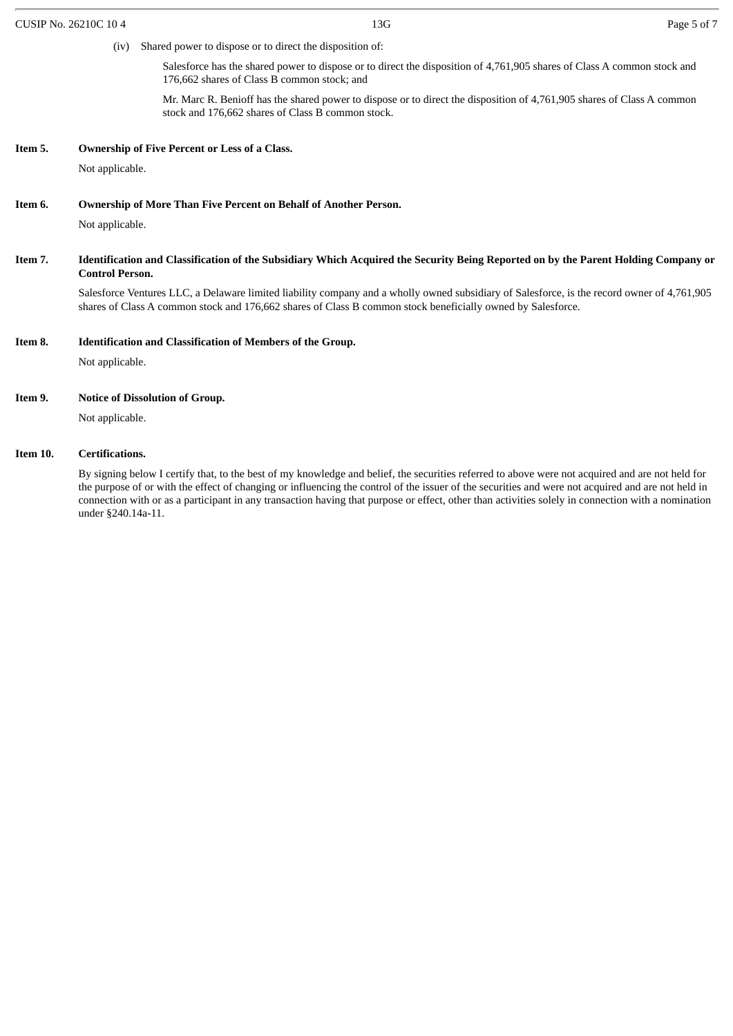(iv) Shared power to dispose or to direct the disposition of:

Salesforce has the shared power to dispose or to direct the disposition of 4,761,905 shares of Class A common stock and 176,662 shares of Class B common stock; and

Mr. Marc R. Benioff has the shared power to dispose or to direct the disposition of 4,761,905 shares of Class A common stock and 176,662 shares of Class B common stock.

**Item 5. Ownership of Five Percent or Less of a Class.**

Not applicable.

**Item 6. Ownership of More Than Five Percent on Behalf of Another Person.**

Not applicable.

**Item 7. Identification and Classification of the Subsidiary Which Acquired the Security Being Reported on by the Parent Holding Company or Control Person.**

Salesforce Ventures LLC, a Delaware limited liability company and a wholly owned subsidiary of Salesforce, is the record owner of 4,761,905 shares of Class A common stock and 176,662 shares of Class B common stock beneficially owned by Salesforce.

**Item 8. Identification and Classification of Members of the Group.**

Not applicable.

**Item 9. Notice of Dissolution of Group.**

Not applicable.

**Item 10. Certifications.**

By signing below I certify that, to the best of my knowledge and belief, the securities referred to above were not acquired and are not held for the purpose of or with the effect of changing or influencing the control of the issuer of the securities and were not acquired and are not held in connection with or as a participant in any transaction having that purpose or effect, other than activities solely in connection with a nomination under §240.14a-11.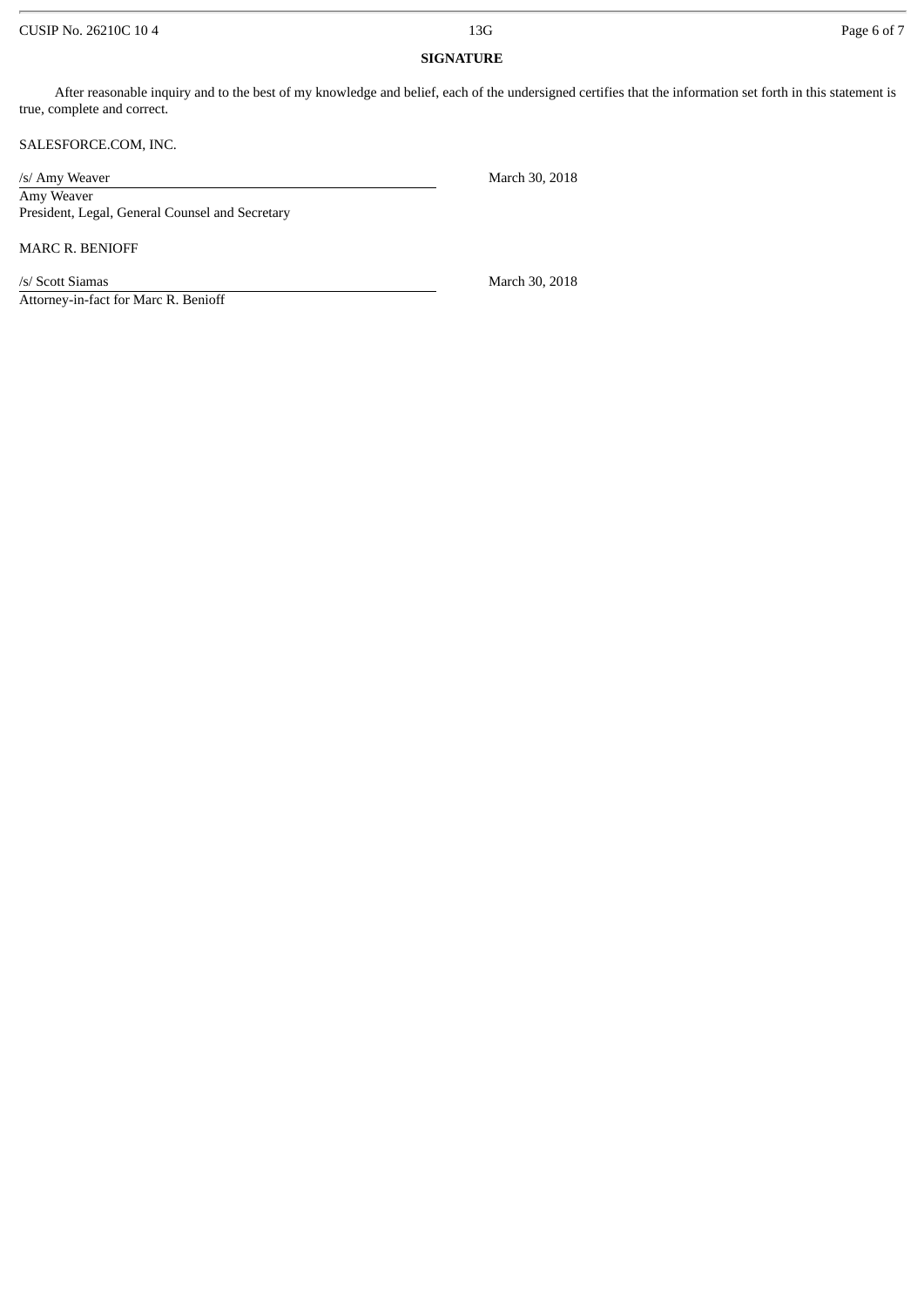**SIGNATURE**

After reasonable inquiry and to the best of my knowledge and belief, each of the undersigned certifies that the information set forth in this statement is true, complete and correct.

SALESFORCE.COM, INC.

/s/ Amy Weaver March 30, 2018

Amy Weaver
President, Legal, General Counsel and Secretary

MARC R. BENIOFF

/s/ Scott Siamas March 30, 2018

Attorney-in-fact for Marc R. Benioff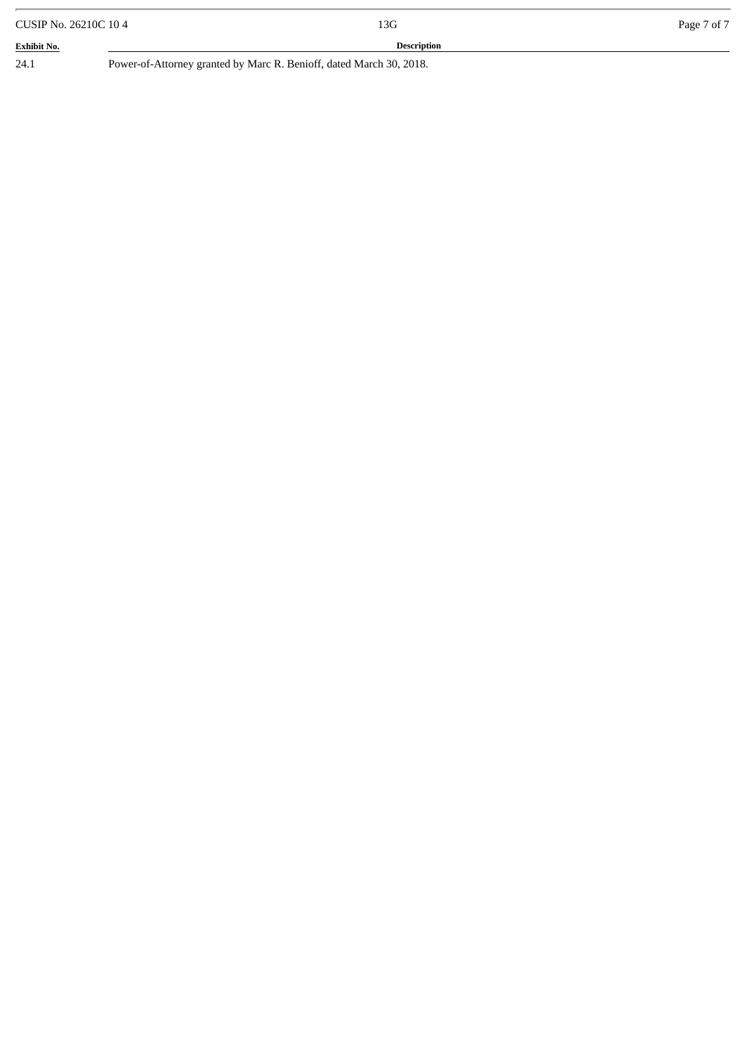| Exhibit No. | Description |
| --- | --- |
| 24.1 | Power-of-Attorney granted by Marc R. Benioff, dated March 30, 2018. |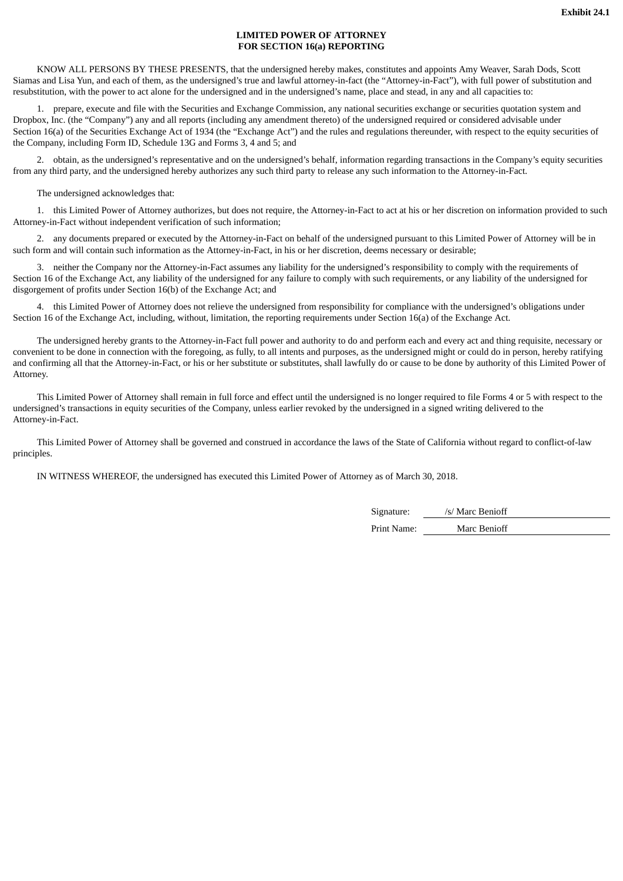**Exhibit 24.1**

**LIMITED POWER OF ATTORNEY**
**FOR SECTION 16(a) REPORTING**

KNOW ALL PERSONS BY THESE PRESENTS, that the undersigned hereby makes, constitutes and appoints Amy Weaver, Sarah Dods, Scott Siamas and Lisa Yun, and each of them, as the undersigned's true and lawful attorney-in-fact (the "Attorney-in-Fact"), with full power of substitution and resubstitution, with the power to act alone for the undersigned and in the undersigned's name, place and stead, in any and all capacities to:

1. prepare, execute and file with the Securities and Exchange Commission, any national securities exchange or securities quotation system and Dropbox, Inc. (the "Company") any and all reports (including any amendment thereto) of the undersigned required or considered advisable under Section 16(a) of the Securities Exchange Act of 1934 (the "Exchange Act") and the rules and regulations thereunder, with respect to the equity securities of the Company, including Form ID, Schedule 13G and Forms 3, 4 and 5; and

2. obtain, as the undersigned's representative and on the undersigned's behalf, information regarding transactions in the Company's equity securities from any third party, and the undersigned hereby authorizes any such third party to release any such information to the Attorney-in-Fact.

The undersigned acknowledges that:

1. this Limited Power of Attorney authorizes, but does not require, the Attorney-in-Fact to act at his or her discretion on information provided to such Attorney-in-Fact without independent verification of such information;

2. any documents prepared or executed by the Attorney-in-Fact on behalf of the undersigned pursuant to this Limited Power of Attorney will be in such form and will contain such information as the Attorney-in-Fact, in his or her discretion, deems necessary or desirable;

3. neither the Company nor the Attorney-in-Fact assumes any liability for the undersigned's responsibility to comply with the requirements of Section 16 of the Exchange Act, any liability of the undersigned for any failure to comply with such requirements, or any liability of the undersigned for disgorgement of profits under Section 16(b) of the Exchange Act; and

4. this Limited Power of Attorney does not relieve the undersigned from responsibility for compliance with the undersigned's obligations under Section 16 of the Exchange Act, including, without, limitation, the reporting requirements under Section 16(a) of the Exchange Act.

The undersigned hereby grants to the Attorney-in-Fact full power and authority to do and perform each and every act and thing requisite, necessary or convenient to be done in connection with the foregoing, as fully, to all intents and purposes, as the undersigned might or could do in person, hereby ratifying and confirming all that the Attorney-in-Fact, or his or her substitute or substitutes, shall lawfully do or cause to be done by authority of this Limited Power of Attorney.

This Limited Power of Attorney shall remain in full force and effect until the undersigned is no longer required to file Forms 4 or 5 with respect to the undersigned's transactions in equity securities of the Company, unless earlier revoked by the undersigned in a signed writing delivered to the Attorney-in-Fact.

This Limited Power of Attorney shall be governed and construed in accordance the laws of the State of California without regard to conflict-of-law principles.

IN WITNESS WHEREOF, the undersigned has executed this Limited Power of Attorney as of March 30, 2018.

Signature: /s/ Marc Benioff

Print Name: Marc Benioff